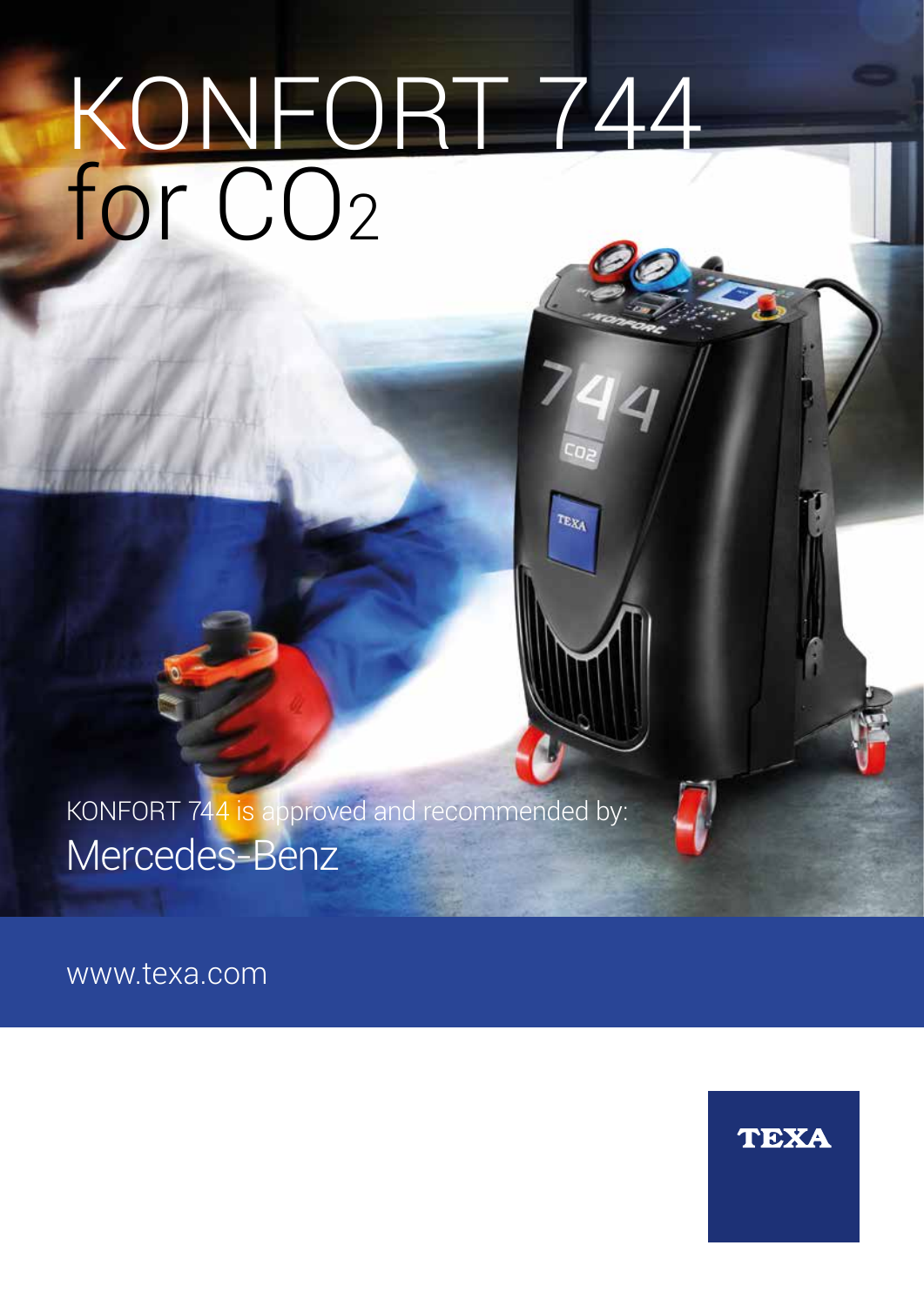# KONFORT 744 for $CO_2$

KONFORT 744 is approved and recommended by:

Mercedes-Benz

www.texa.com

TEXA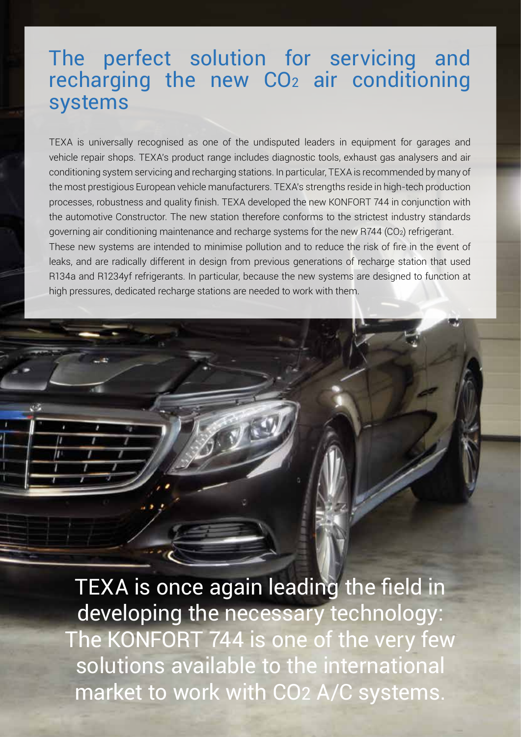# The perfect solution for servicing and recharging the new $CO_2$ air conditioning systems

TEXA is universally recognised as one of the undisputed leaders in equipment for garages and vehicle repair shops. TEXA's product range includes diagnostic tools, exhaust gas analysers and air conditioning system servicing and recharging stations. In particular, TEXA is recommended by many of the most prestigious European vehicle manufacturers. TEXA's strengths reside in high-tech production processes, robustness and quality finish. TEXA developed the new KONFORT 744 in conjunction with the automotive Constructor. The new station therefore conforms to the strictest industry standards governing air conditioning maintenance and recharge systems for the new R744 ($CO_2$) refrigerant.
These new systems are intended to minimise pollution and to reduce the risk of fire in the event of leaks, and are radically different in design from previous generations of recharge station that used R134a and R1234yf refrigerants. In particular, because the new systems are designed to function at high pressures, dedicated recharge stations are needed to work with them.

TEXA is once again leading the field in developing the necessary technology: The KONFORT 744 is one of the very few solutions available to the international market to work with $CO_2$ A/C systems.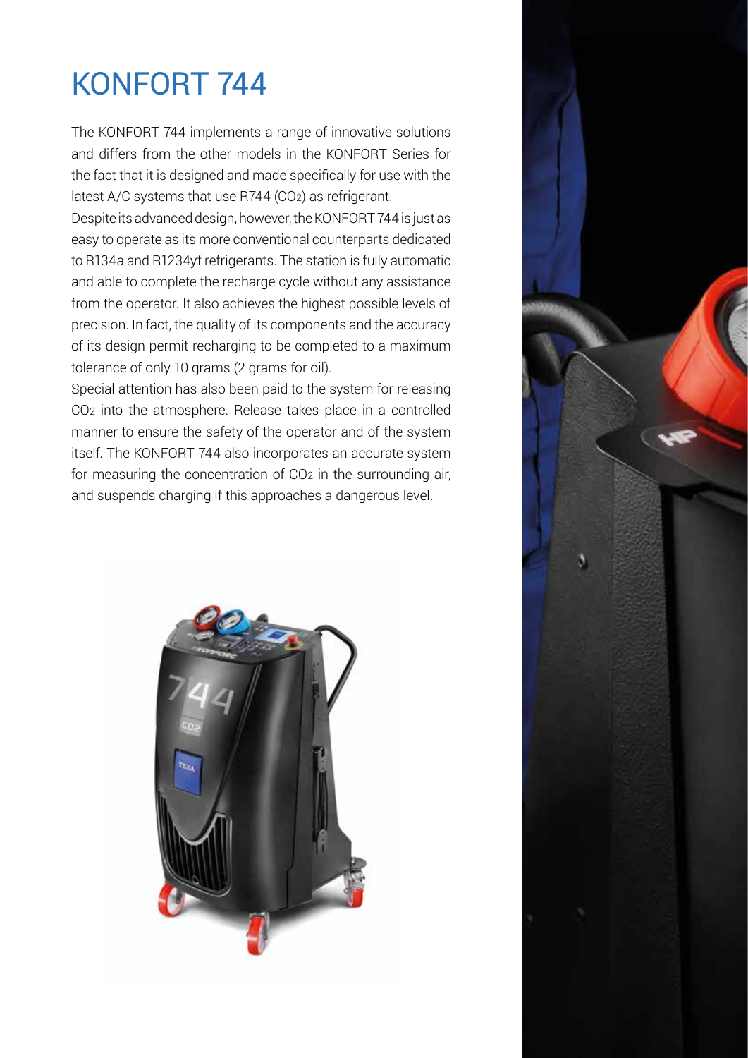# KONFORT 744

The KONFORT 744 implements a range of innovative solutions and differs from the other models in the KONFORT Series for the fact that it is designed and made specifically for use with the latest A/C systems that use R744 ($CO_2$) as refrigerant.

Despite its advanced design, however, the KONFORT 744 is just as easy to operate as its more conventional counterparts dedicated to R134a and R1234yf refrigerants. The station is fully automatic and able to complete the recharge cycle without any assistance from the operator. It also achieves the highest possible levels of precision. In fact, the quality of its components and the accuracy of its design permit recharging to be completed to a maximum tolerance of only 10 grams (2 grams for oil).

Special attention has also been paid to the system for releasing $CO_2$ into the atmosphere. Release takes place in a controlled manner to ensure the safety of the operator and of the system itself. The KONFORT 744 also incorporates an accurate system for measuring the concentration of $CO_2$ in the surrounding air, and suspends charging if this approaches a dangerous level.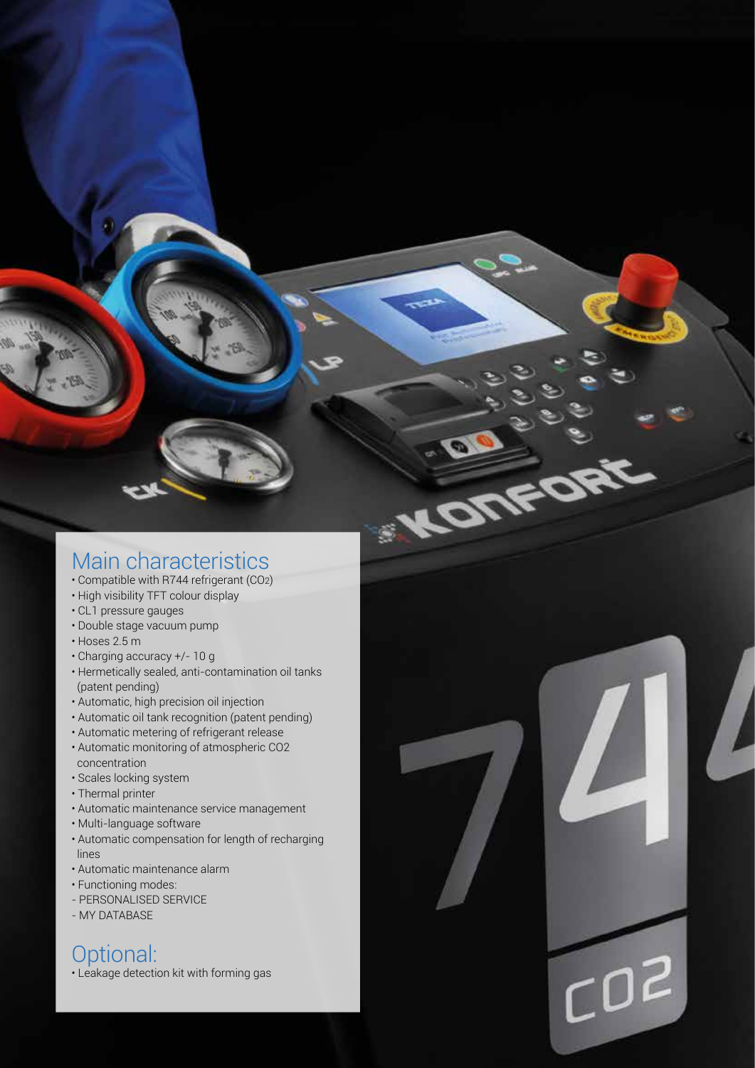## Main characteristics

- Compatible with R744 refrigerant ($CO_2$)
- High visibility TFT colour display
- CL1 pressure gauges
- Double stage vacuum pump
- Hoses 2.5 m
- Charging accuracy +/- 10 g
- Hermetically sealed, anti-contamination oil tanks (patent pending)
- Automatic, high precision oil injection
- Automatic oil tank recognition (patent pending)
- Automatic metering of refrigerant release
- Automatic monitoring of atmospheric CO2 concentration
- Scales locking system
- Thermal printer
- Automatic maintenance service management
- Multi-language software
- Automatic compensation for length of recharging lines
- Automatic maintenance alarm
- Functioning modes:
  - PERSONALISED SERVICE
  - MY DATABASE

## Optional:

- Leakage detection kit with forming gas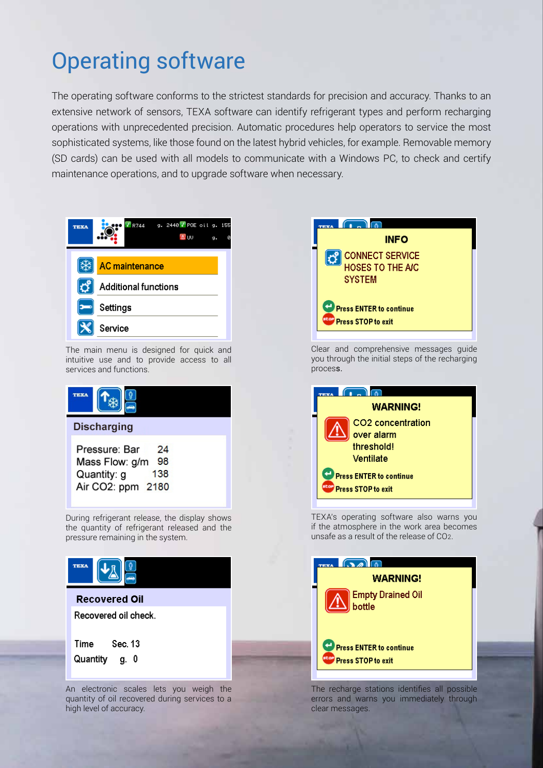# Operating software

The operating software conforms to the strictest standards for precision and accuracy. Thanks to an extensive network of sensors, TEXA software can identify refrigerant types and perform recharging operations with unprecedented precision. Automatic procedures help operators to service the most sophisticated systems, like those found on the latest hybrid vehicles, for example. Removable memory (SD cards) can be used with all models to communicate with a Windows PC, to check and certify maintenance operations, and to upgrade software when necessary.

The main menu is designed for quick and intuitive use and to provide access to all services and functions.

Clear and comprehensive messages guide you through the initial steps of the recharging process.

During refrigerant release, the display shows the quantity of refrigerant released and the pressure remaining in the system.

TEXA's operating software also warns you if the atmosphere in the work area becomes unsafe as a result of the release of $CO_2$.

An electronic scales lets you weigh the quantity of oil recovered during services to a high level of accuracy.

The recharge stations identifies all possible errors and warns you immediately through clear messages.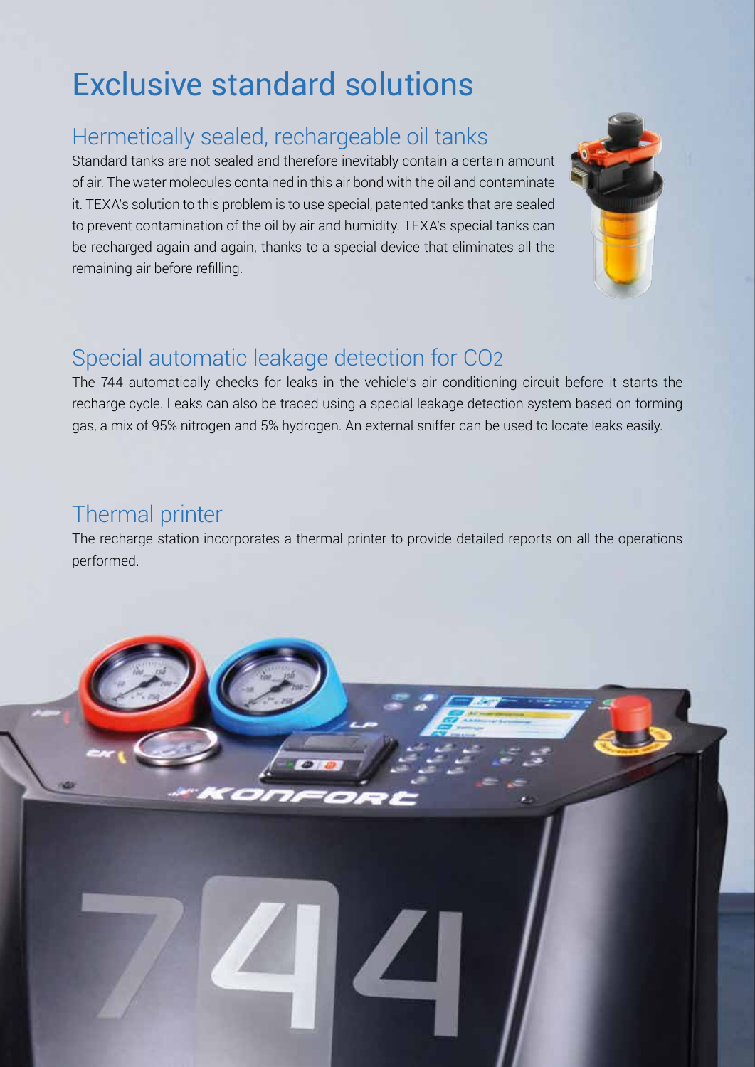# Exclusive standard solutions

## Hermetically sealed, rechargeable oil tanks

Standard tanks are not sealed and therefore inevitably contain a certain amount of air. The water molecules contained in this air bond with the oil and contaminate it. TEXA's solution to this problem is to use special, patented tanks that are sealed to prevent contamination of the oil by air and humidity. TEXA's special tanks can be recharged again and again, thanks to a special device that eliminates all the remaining air before refilling.

## Special automatic leakage detection for $CO_2$

The 744 automatically checks for leaks in the vehicle's air conditioning circuit before it starts the recharge cycle. Leaks can also be traced using a special leakage detection system based on forming gas, a mix of 95% nitrogen and 5% hydrogen. An external sniffer can be used to locate leaks easily.

## Thermal printer

The recharge station incorporates a thermal printer to provide detailed reports on all the operations performed.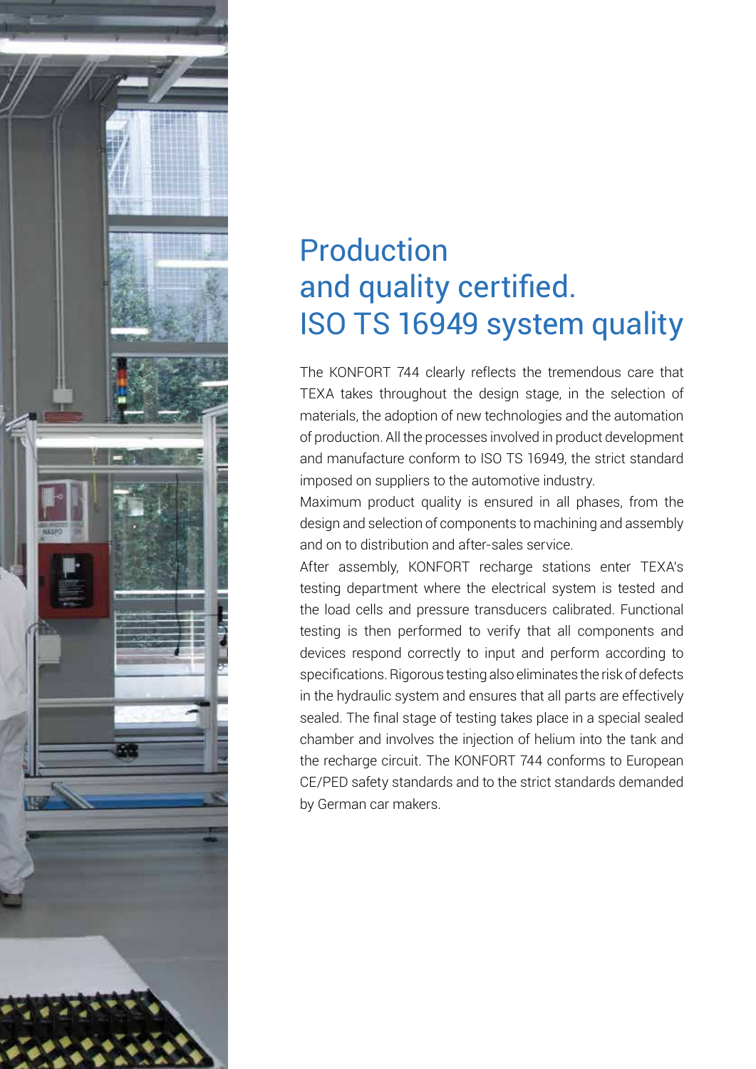# Production and quality certified. ISO TS 16949 system quality

The KONFORT 744 clearly reflects the tremendous care that TEXA takes throughout the design stage, in the selection of materials, the adoption of new technologies and the automation of production. All the processes involved in product development and manufacture conform to ISO TS 16949, the strict standard imposed on suppliers to the automotive industry.

Maximum product quality is ensured in all phases, from the design and selection of components to machining and assembly and on to distribution and after-sales service.

After assembly, KONFORT recharge stations enter TEXA's testing department where the electrical system is tested and the load cells and pressure transducers calibrated. Functional testing is then performed to verify that all components and devices respond correctly to input and perform according to specifications. Rigorous testing also eliminates the risk of defects in the hydraulic system and ensures that all parts are effectively sealed. The final stage of testing takes place in a special sealed chamber and involves the injection of helium into the tank and the recharge circuit. The KONFORT 744 conforms to European CE/PED safety standards and to the strict standards demanded by German car makers.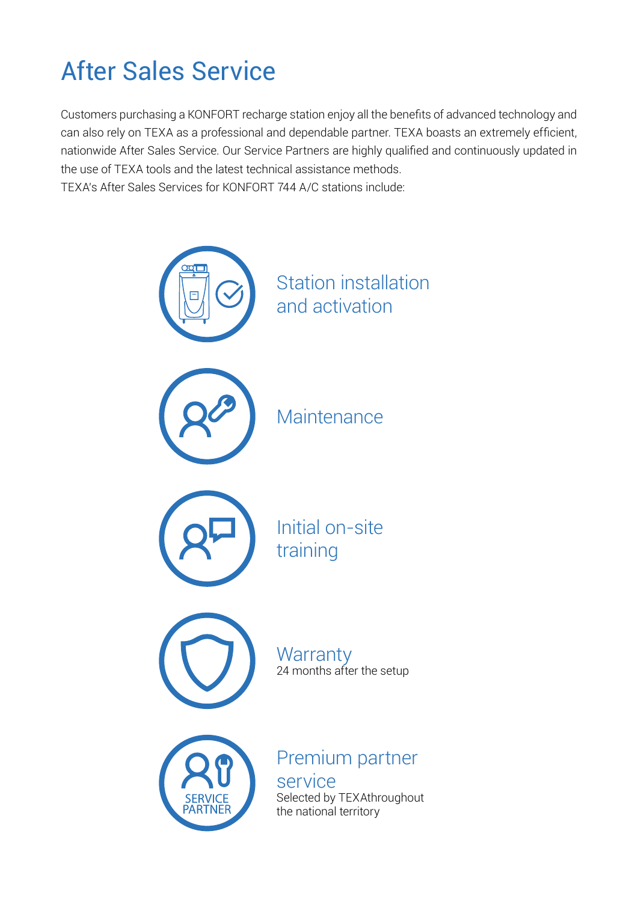# After Sales Service

Customers purchasing a KONFORT recharge station enjoy all the benefits of advanced technology and can also rely on TEXA as a professional and dependable partner. TEXA boasts an extremely efficient, nationwide After Sales Service. Our Service Partners are highly qualified and continuously updated in the use of TEXA tools and the latest technical assistance methods.
TEXA's After Sales Services for KONFORT 744 A/C stations include:

## Station installation and activation

## Maintenance

## Initial on-site training

## Warranty

24 months after the setup

## Premium partner service

Selected by TEXAthroughout the national territory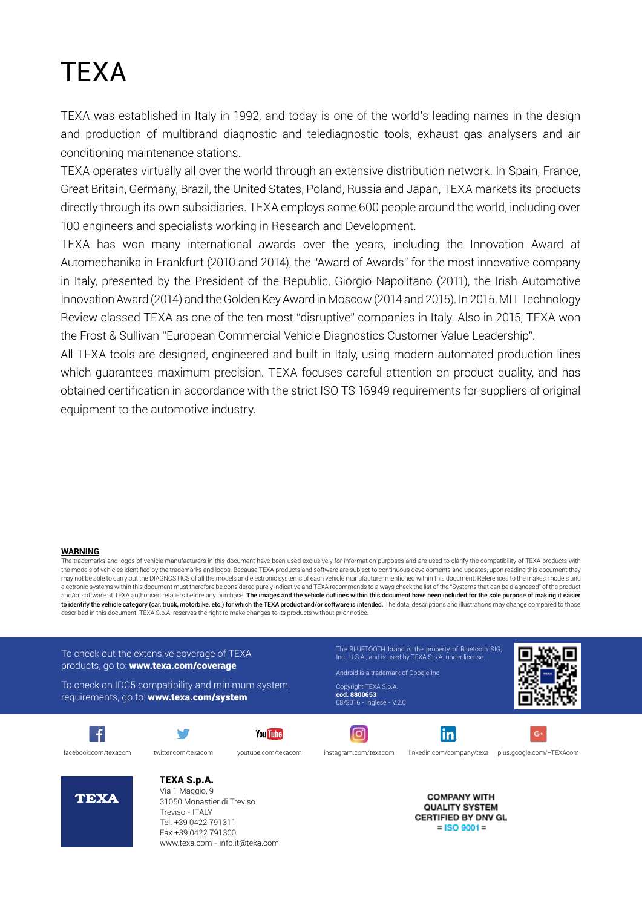# TEXA

TEXA was established in Italy in 1992, and today is one of the world's leading names in the design and production of multibrand diagnostic and telediagnostic tools, exhaust gas analysers and air conditioning maintenance stations.

TEXA operates virtually all over the world through an extensive distribution network. In Spain, France, Great Britain, Germany, Brazil, the United States, Poland, Russia and Japan, TEXA markets its products directly through its own subsidiaries. TEXA employs some 600 people around the world, including over 100 engineers and specialists working in Research and Development.

TEXA has won many international awards over the years, including the Innovation Award at Automechanika in Frankfurt (2010 and 2014), the "Award of Awards" for the most innovative company in Italy, presented by the President of the Republic, Giorgio Napolitano (2011), the Irish Automotive Innovation Award (2014) and the Golden Key Award in Moscow (2014 and 2015). In 2015, MIT Technology Review classed TEXA as one of the ten most "disruptive" companies in Italy. Also in 2015, TEXA won the Frost & Sullivan "European Commercial Vehicle Diagnostics Customer Value Leadership".

All TEXA tools are designed, engineered and built in Italy, using modern automated production lines which guarantees maximum precision. TEXA focuses careful attention on product quality, and has obtained certification in accordance with the strict ISO TS 16949 requirements for suppliers of original equipment to the automotive industry.

**WARNING**

The trademarks and logos of vehicle manufacturers in this document have been used exclusively for information purposes and are used to clarify the compatibility of TEXA products with the models of vehicles identified by the trademarks and logos. Because TEXA products and software are subject to continuous developments and updates, upon reading this document they may not be able to carry out the DIAGNOSTICS of all the models and electronic systems of each vehicle manufacturer mentioned within this document. References to the makes, models and electronic systems within this document must therefore be considered purely indicative and TEXA recommends to always check the list of the "Systems that can be diagnosed" of the product and/or software at TEXA authorised retailers before any purchase. **The images and the vehicle outlines within this document have been included for the sole purpose of making it easier to identify the vehicle category (car, truck, motorbike, etc.) for which the TEXA product and/or software is intended.** The data, descriptions and illustrations may change compared to those described in this document. TEXA S.p.A. reserves the right to make changes to its products without prior notice.

To check out the extensive coverage of TEXA products, go to: **www.texa.com/coverage**

To check on IDC5 compatibility and minimum system requirements, go to: **www.texa.com/system**

The BLUETOOTH brand is the property of Bluetooth SIG, Inc., U.S.A., and is used by TEXA S.p.A. under license.

Android is a trademark of Google Inc

Copyright TEXA S.p.A.
**cod. 8800653**
08/2016 - Inglese - V.2.0

facebook.com/texacom
twitter.com/texacom
youtube.com/texacom
instagram.com/texacom
linkedin.com/company/texa
plus.google.com/+TEXAcom

**TEXA S.p.A.**
Via 1 Maggio, 9
31050 Monastier di Treviso
Treviso - ITALY
Tel. +39 0422 791311
Fax +39 0422 791300
www.texa.com - info.it@texa.com

COMPANY WITH QUALITY SYSTEM CERTIFIED BY DNV GL
= ISO 9001 =